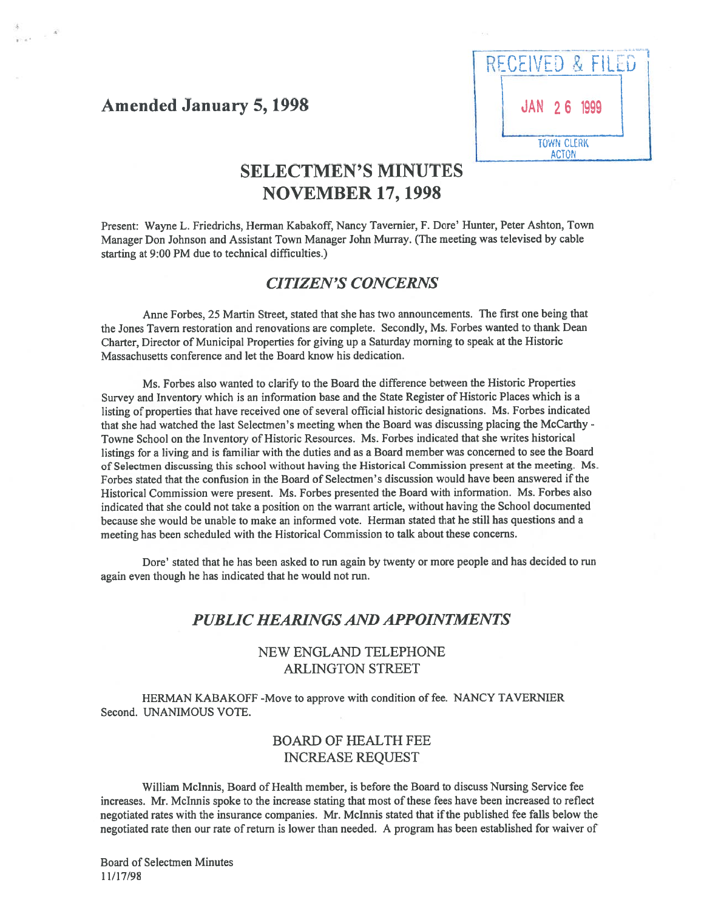**Amended January 5, 1998**

RECEIVED & FILED
JAN 26 1999
TOWN CLERK
ACTON

# SELECTMEN'S MINUTES
# NOVEMBER 17, 1998

Present: Wayne L. Friedrichs, Herman Kabakoff, Nancy Tavernier, F. Dore' Hunter, Peter Ashton, Town Manager Don Johnson and Assistant Town Manager John Murray. (The meeting was televised by cable starting at 9:00 PM due to technical difficulties.)

## *CITIZEN'S CONCERNS*

Anne Forbes, 25 Martin Street, stated that she has two announcements. The first one being that the Jones Tavern restoration and renovations are complete. Secondly, Ms. Forbes wanted to thank Dean Charter, Director of Municipal Properties for giving up a Saturday morning to speak at the Historic Massachusetts conference and let the Board know his dedication.

Ms. Forbes also wanted to clarify to the Board the difference between the Historic Properties Survey and Inventory which is an information base and the State Register of Historic Places which is a listing of properties that have received one of several official historic designations. Ms. Forbes indicated that she had watched the last Selectmen's meeting when the Board was discussing placing the McCarthy - Towne School on the Inventory of Historic Resources. Ms. Forbes indicated that she writes historical listings for a living and is familiar with the duties and as a Board member was concerned to see the Board of Selectmen discussing this school without having the Historical Commission present at the meeting. Ms. Forbes stated that the confusion in the Board of Selectmen's discussion would have been answered if the Historical Commission were present. Ms. Forbes presented the Board with information. Ms. Forbes also indicated that she could not take a position on the warrant article, without having the School documented because she would be unable to make an informed vote. Herman stated that he still has questions and a meeting has been scheduled with the Historical Commission to talk about these concerns.

Dore' stated that he has been asked to run again by twenty or more people and has decided to run again even though he has indicated that he would not run.

## *PUBLIC HEARINGS AND APPOINTMENTS*

### NEW ENGLAND TELEPHONE
### ARLINGTON STREET

HERMAN KABAKOFF -Move to approve with condition of fee. NANCY TAVERNIER Second. UNANIMOUS VOTE.

### BOARD OF HEALTH FEE
### INCREASE REQUEST

William McInnis, Board of Health member, is before the Board to discuss Nursing Service fee increases. Mr. McInnis spoke to the increase stating that most of these fees have been increased to reflect negotiated rates with the insurance companies. Mr. McInnis stated that if the published fee falls below the negotiated rate then our rate of return is lower than needed. A program has been established for waiver of

Board of Selectmen Minutes
11/17/98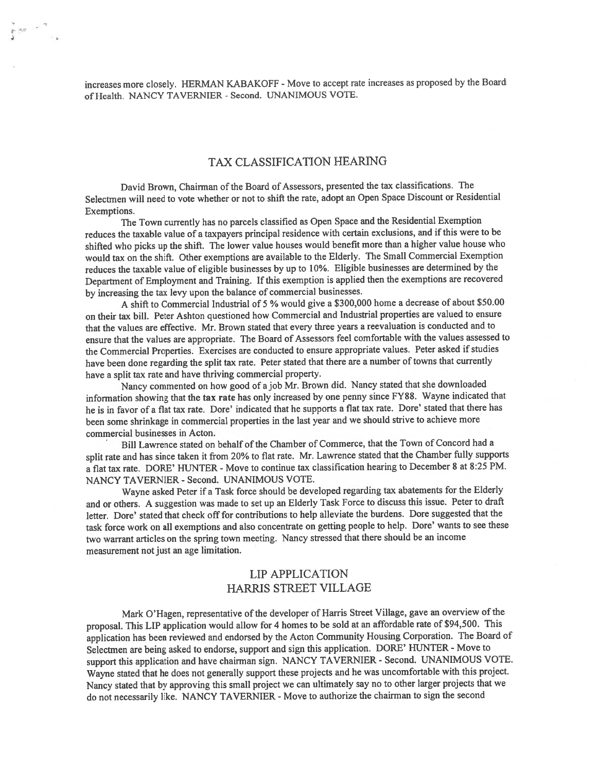increases more closely. HERMAN KABAKOFF - Move to accept rate increases as proposed by the Board of Health. NANCY TAVERNIER - Second. UNANIMOUS VOTE.

## TAX CLASSIFICATION HEARING

David Brown, Chairman of the Board of Assessors, presented the tax classifications. The Selectmen will need to vote whether or not to shift the rate, adopt an Open Space Discount or Residential Exemptions.

The Town currently has no parcels classified as Open Space and the Residential Exemption reduces the taxable value of a taxpayers principal residence with certain exclusions, and if this were to be shifted who picks up the shift. The lower value houses would benefit more than a higher value house who would tax on the shift. Other exemptions are available to the Elderly. The Small Commercial Exemption reduces the taxable value of eligible businesses by up to 10%. Eligible businesses are determined by the Department of Employment and Training. If this exemption is applied then the exemptions are recovered by increasing the tax levy upon the balance of commercial businesses.

A shift to Commercial Industrial of 5 % would give a $300,000 home a decrease of about $50.00 on their tax bill. Peter Ashton questioned how Commercial and Industrial properties are valued to ensure that the values are effective. Mr. Brown stated that every three years a reevaluation is conducted and to ensure that the values are appropriate. The Board of Assessors feel comfortable with the values assessed to the Commercial Properties. Exercises are conducted to ensure appropriate values. Peter asked if studies have been done regarding the split tax rate. Peter stated that there are a number of towns that currently have a split tax rate and have thriving commercial property.

Nancy commented on how good of a job Mr. Brown did. Nancy stated that she downloaded information showing that the tax rate has only increased by one penny since FY88. Wayne indicated that he is in favor of a flat tax rate. Dore' indicated that he supports a flat tax rate. Dore' stated that there has been some shrinkage in commercial properties in the last year and we should strive to achieve more commercial businesses in Acton.

Bill Lawrence stated on behalf of the Chamber of Commerce, that the Town of Concord had a split rate and has since taken it from 20% to flat rate. Mr. Lawrence stated that the Chamber fully supports a flat tax rate. DORE' HUNTER - Move to continue tax classification hearing to December 8 at 8:25 PM. NANCY TAVERNIER - Second. UNANIMOUS VOTE.

Wayne asked Peter if a Task force should be developed regarding tax abatements for the Elderly and or others. A suggestion was made to set up an Elderly Task Force to discuss this issue. Peter to draft letter. Dore' stated that check off for contributions to help alleviate the burdens. Dore suggested that the task force work on all exemptions and also concentrate on getting people to help. Dore' wants to see these two warrant articles on the spring town meeting. Nancy stressed that there should be an income measurement not just an age limitation.

## LIP APPLICATION
## HARRIS STREET VILLAGE

Mark O'Hagen, representative of the developer of Harris Street Village, gave an overview of the proposal. This LIP application would allow for 4 homes to be sold at an affordable rate of $94,500. This application has been reviewed and endorsed by the Acton Community Housing Corporation. The Board of Selectmen are being asked to endorse, support and sign this application. DORE' HUNTER - Move to support this application and have chairman sign. NANCY TAVERNIER - Second. UNANIMOUS VOTE. Wayne stated that he does not generally support these projects and he was uncomfortable with this project. Nancy stated that by approving this small project we can ultimately say no to other larger projects that we do not necessarily like. NANCY TAVERNIER - Move to authorize the chairman to sign the second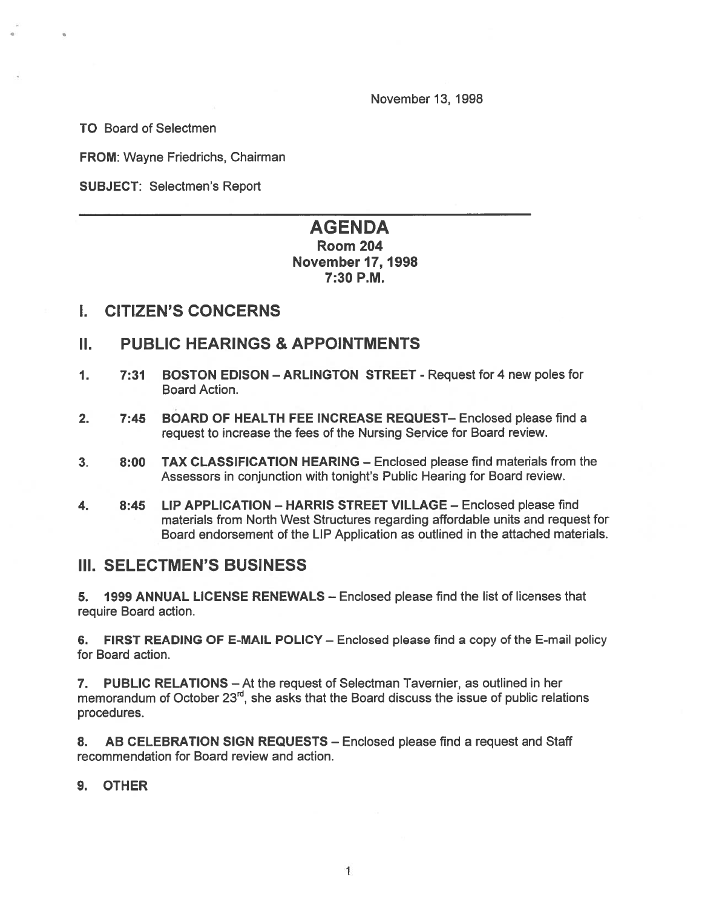November 13, 1998

**TO** Board of Selectmen

**FROM**: Wayne Friedrichs, Chairman

**SUBJECT**: Selectmen's Report

---

# AGENDA

**Room 204**
**November 17, 1998**
**7:30 P.M.**

## I. CITIZEN'S CONCERNS

## II. PUBLIC HEARINGS & APPOINTMENTS

1. **7:31 BOSTON EDISON – ARLINGTON STREET** - Request for 4 new poles for Board Action.

2. **7:45 BOARD OF HEALTH FEE INCREASE REQUEST**– Enclosed please find a request to increase the fees of the Nursing Service for Board review.

3. **8:00 TAX CLASSIFICATION HEARING** – Enclosed please find materials from the Assessors in conjunction with tonight's Public Hearing for Board review.

4. **8:45 LIP APPLICATION – HARRIS STREET VILLAGE** – Enclosed please find materials from North West Structures regarding affordable units and request for Board endorsement of the LIP Application as outlined in the attached materials.

## III. SELECTMEN'S BUSINESS

5. **1999 ANNUAL LICENSE RENEWALS** – Enclosed please find the list of licenses that require Board action.

6. **FIRST READING OF E-MAIL POLICY** – Enclosed please find a copy of the E-mail policy for Board action.

7. **PUBLIC RELATIONS** – At the request of Selectman Tavernier, as outlined in her memorandum of October 23rd, she asks that the Board discuss the issue of public relations procedures.

8. **AB CELEBRATION SIGN REQUESTS** – Enclosed please find a request and Staff recommendation for Board review and action.

9. **OTHER**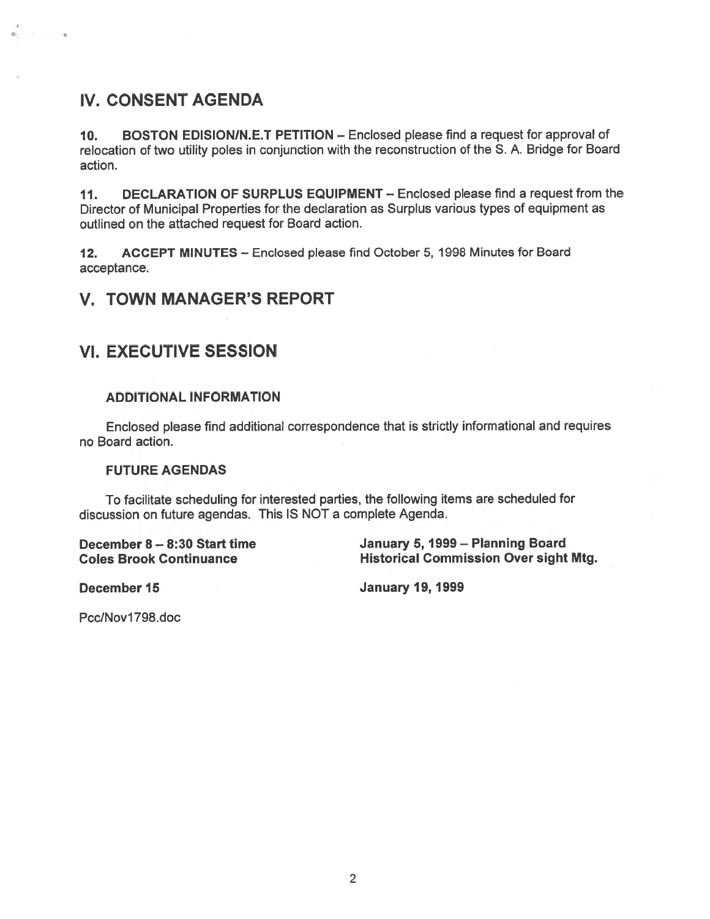## IV. CONSENT AGENDA

**10. BOSTON EDISION/N.E.T PETITION** – Enclosed please find a request for approval of relocation of two utility poles in conjunction with the reconstruction of the S. A. Bridge for Board action.

**11. DECLARATION OF SURPLUS EQUIPMENT** – Enclosed please find a request from the Director of Municipal Properties for the declaration as Surplus various types of equipment as outlined on the attached request for Board action.

**12. ACCEPT MINUTES** – Enclosed please find October 5, 1998 Minutes for Board acceptance.

## V. TOWN MANAGER'S REPORT

## VI. EXECUTIVE SESSION

### ADDITIONAL INFORMATION

Enclosed please find additional correspondence that is strictly informational and requires no Board action.

### FUTURE AGENDAS

To facilitate scheduling for interested parties, the following items are scheduled for discussion on future agendas. This IS NOT a complete Agenda.

**December 8 – 8:30 Start time**
**Coles Brook Continuance**

**December 15**

**January 5, 1999 – Planning Board**
**Historical Commission Over sight Mtg.**

**January 19, 1999**

Pcc/Nov1798.doc